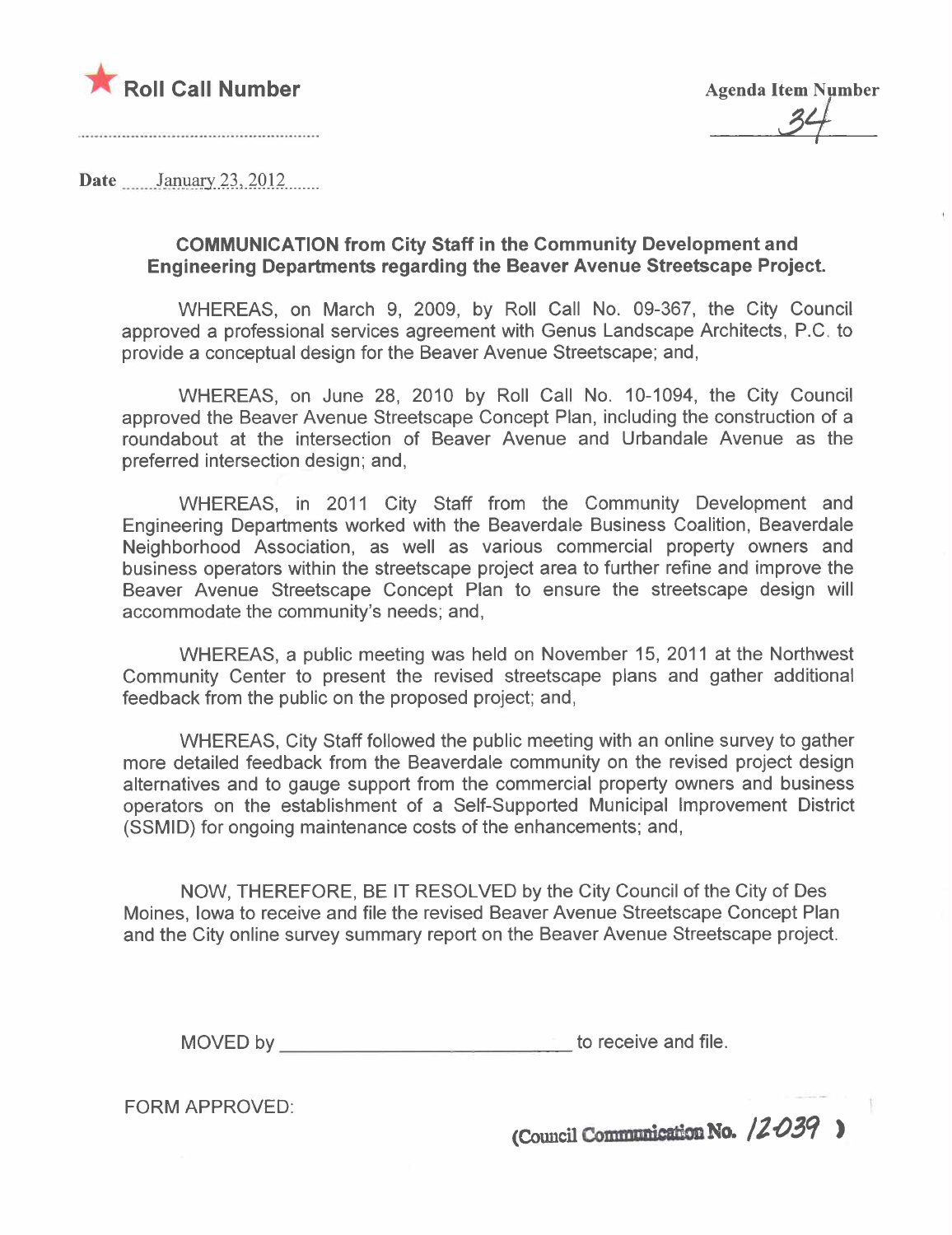★ **Roll Call Number**

**Agenda Item Number**

34

**Date** January 23, 2012

**COMMUNICATION from City Staff in the Community Development and Engineering Departments regarding the Beaver Avenue Streetscape Project.**

WHEREAS, on March 9, 2009, by Roll Call No. 09-367, the City Council approved a professional services agreement with Genus Landscape Architects, P.C. to provide a conceptual design for the Beaver Avenue Streetscape; and,

WHEREAS, on June 28, 2010 by Roll Call No. 10-1094, the City Council approved the Beaver Avenue Streetscape Concept Plan, including the construction of a roundabout at the intersection of Beaver Avenue and Urbandale Avenue as the preferred intersection design; and,

WHEREAS, in 2011 City Staff from the Community Development and Engineering Departments worked with the Beaverdale Business Coalition, Beaverdale Neighborhood Association, as well as various commercial property owners and business operators within the streetscape project area to further refine and improve the Beaver Avenue Streetscape Concept Plan to ensure the streetscape design will accommodate the community's needs; and,

WHEREAS, a public meeting was held on November 15, 2011 at the Northwest Community Center to present the revised streetscape plans and gather additional feedback from the public on the proposed project; and,

WHEREAS, City Staff followed the public meeting with an online survey to gather more detailed feedback from the Beaverdale community on the revised project design alternatives and to gauge support from the commercial property owners and business operators on the establishment of a Self-Supported Municipal Improvement District (SSMID) for ongoing maintenance costs of the enhancements; and,

NOW, THEREFORE, BE IT RESOLVED by the City Council of the City of Des Moines, Iowa to receive and file the revised Beaver Avenue Streetscape Concept Plan and the City online survey summary report on the Beaver Avenue Streetscape project.

MOVED by ______________________________ to receive and file.

FORM APPROVED:

(Council Communication No. 12-039 )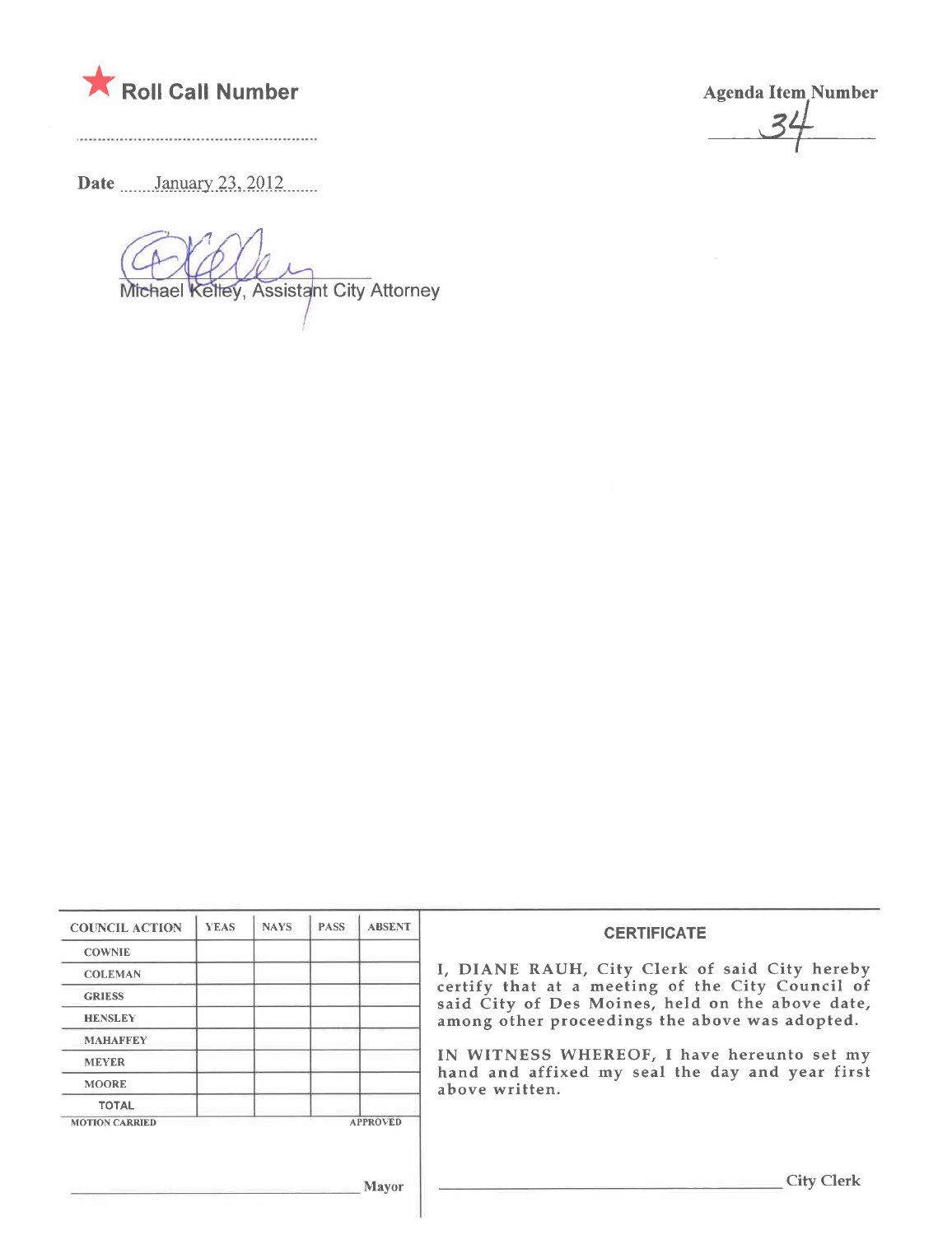★ **Roll Call Number**

..........................................................

**Agenda Item Number**

34

**Date** January 23, 2012

Michael Kelley, Assistant City Attorney

| COUNCIL ACTION | YEAS | NAYS | PASS | ABSENT |
|---|---|---|---|---|
| COWNIE | | | | |
| COLEMAN | | | | |
| GRIESS | | | | |
| HENSLEY | | | | |
| MAHAFFEY | | | | |
| MEYER | | | | |
| MOORE | | | | |
| TOTAL | | | | |

MOTION CARRIED APPROVED

______________________________ Mayor

**CERTIFICATE**

I, DIANE RAUH, City Clerk of said City hereby certify that at a meeting of the City Council of said City of Des Moines, held on the above date, among other proceedings the above was adopted.

IN WITNESS WHEREOF, I have hereunto set my hand and affixed my seal the day and year first above written.

______________________________ City Clerk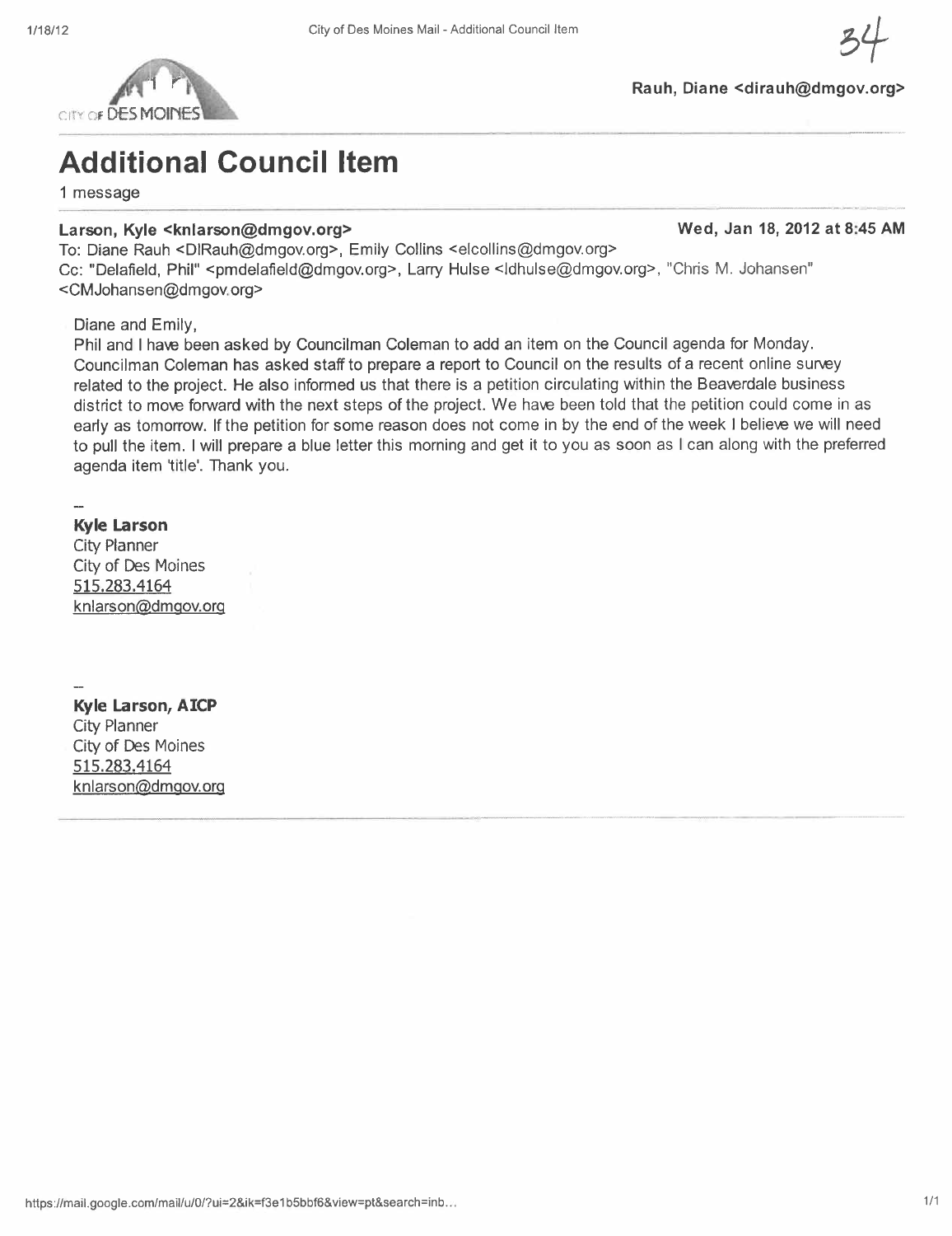34

Rauh, Diane <dirauh@dmgov.org>

# Additional Council Item

1 message

**Larson, Kyle <knlarson@dmgov.org>** **Wed, Jan 18, 2012 at 8:45 AM**

To: Diane Rauh <DIRauh@dmgov.org>, Emily Collins <elcollins@dmgov.org>
Cc: "Delafield, Phil" <pmdelafield@dmgov.org>, Larry Hulse <ldhulse@dmgov.org>, "Chris M. Johansen" <CMJohansen@dmgov.org>

Diane and Emily,

Phil and I have been asked by Councilman Coleman to add an item on the Council agenda for Monday. Councilman Coleman has asked staff to prepare a report to Council on the results of a recent online survey related to the project. He also informed us that there is a petition circulating within the Beaverdale business district to move forward with the next steps of the project. We have been told that the petition could come in as early as tomorrow. If the petition for some reason does not come in by the end of the week I believe we will need to pull the item. I will prepare a blue letter this morning and get it to you as soon as I can along with the preferred agenda item 'title'. Thank you.

--

**Kyle Larson**
City Planner
City of Des Moines
515.283.4164
knlarson@dmgov.org

--

**Kyle Larson, AICP**
City Planner
City of Des Moines
515.283.4164
knlarson@dmgov.org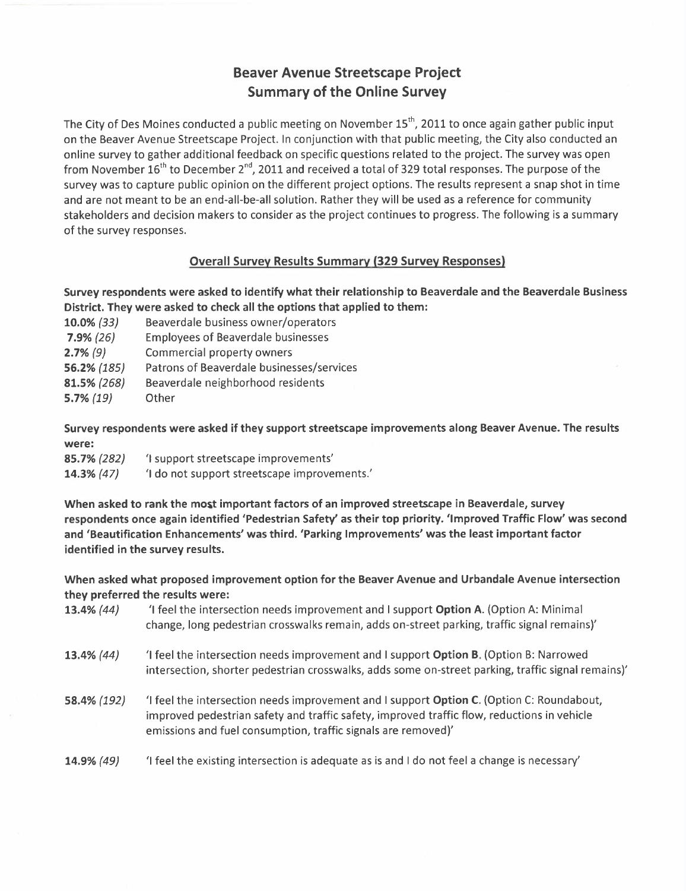# Beaver Avenue Streetscape Project
## Summary of the Online Survey

The City of Des Moines conducted a public meeting on November 15th, 2011 to once again gather public input on the Beaver Avenue Streetscape Project. In conjunction with that public meeting, the City also conducted an online survey to gather additional feedback on specific questions related to the project. The survey was open from November 16th to December 2nd, 2011 and received a total of 329 total responses. The purpose of the survey was to capture public opinion on the different project options. The results represent a snap shot in time and are not meant to be an end-all-be-all solution. Rather they will be used as a reference for community stakeholders and decision makers to consider as the project continues to progress. The following is a summary of the survey responses.

### Overall Survey Results Summary (329 Survey Responses)

**Survey respondents were asked to identify what their relationship to Beaverdale and the Beaverdale Business District. They were asked to check all the options that applied to them:**

**10.0%** *(33)* Beaverdale business owner/operators
**7.9%** *(26)* Employees of Beaverdale businesses
**2.7%** *(9)* Commercial property owners
**56.2%** *(185)* Patrons of Beaverdale businesses/services
**81.5%** *(268)* Beaverdale neighborhood residents
**5.7%** *(19)* Other

**Survey respondents were asked if they support streetscape improvements along Beaver Avenue. The results were:**

**85.7%** *(282)* 'I support streetscape improvements'
**14.3%** *(47)* 'I do not support streetscape improvements.'

**When asked to rank the most important factors of an improved streetscape in Beaverdale, survey respondents once again identified 'Pedestrian Safety' as their top priority. 'Improved Traffic Flow' was second and 'Beautification Enhancements' was third. 'Parking Improvements' was the least important factor identified in the survey results.**

**When asked what proposed improvement option for the Beaver Avenue and Urbandale Avenue intersection they preferred the results were:**

**13.4%** *(44)* 'I feel the intersection needs improvement and I support **Option A**. (Option A: Minimal change, long pedestrian crosswalks remain, adds on-street parking, traffic signal remains)'

**13.4%** *(44)* 'I feel the intersection needs improvement and I support **Option B**. (Option B: Narrowed intersection, shorter pedestrian crosswalks, adds some on-street parking, traffic signal remains)'

**58.4%** *(192)* 'I feel the intersection needs improvement and I support **Option C**. (Option C: Roundabout, improved pedestrian safety and traffic safety, improved traffic flow, reductions in vehicle emissions and fuel consumption, traffic signals are removed)'

**14.9%** *(49)* 'I feel the existing intersection is adequate as is and I do not feel a change is necessary'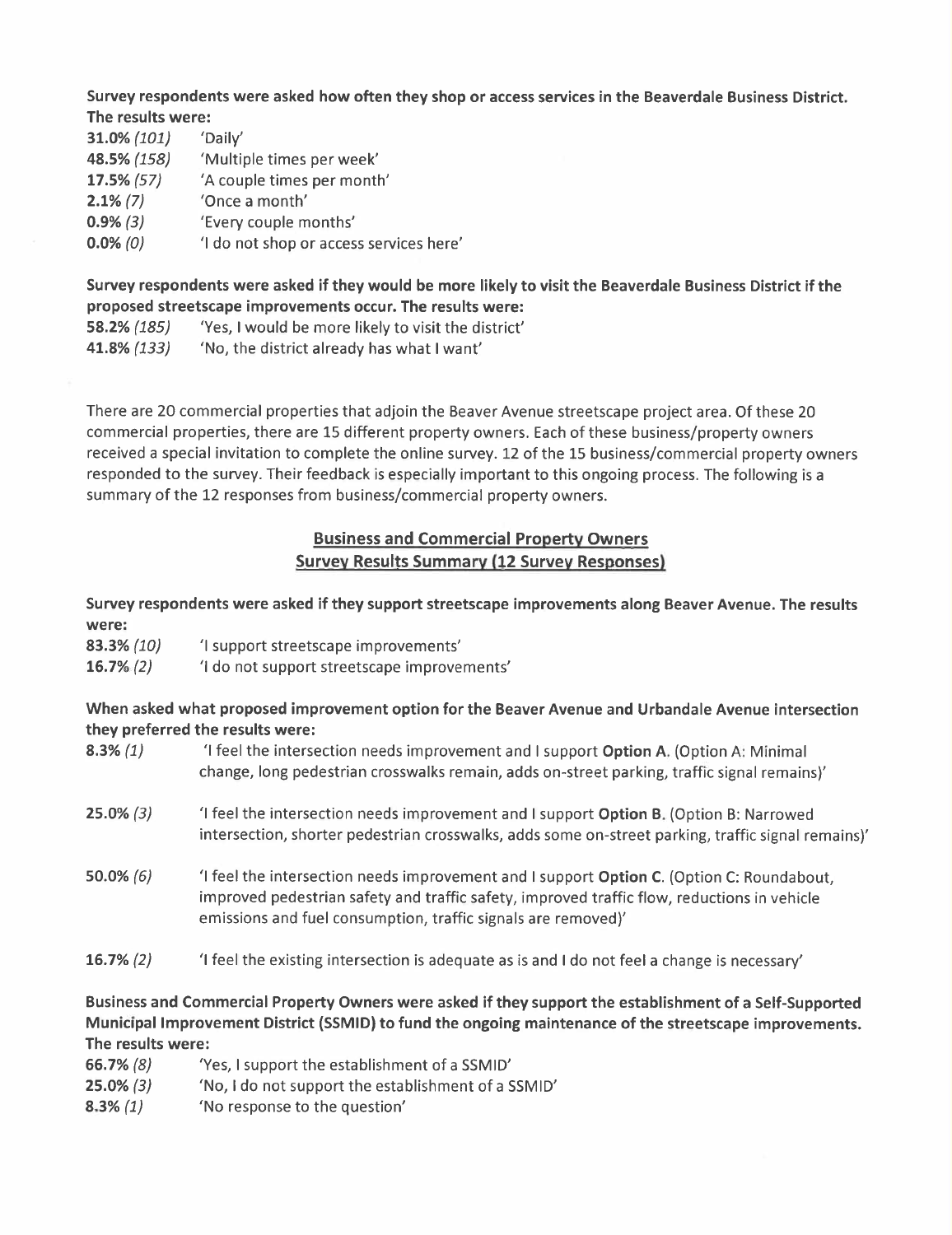**Survey respondents were asked how often they shop or access services in the Beaverdale Business District. The results were:**

**31.0%** *(101)* 'Daily'
**48.5%** *(158)* 'Multiple times per week'
**17.5%** *(57)* 'A couple times per month'
**2.1%** *(7)* 'Once a month'
**0.9%** *(3)* 'Every couple months'
**0.0%** *(0)* 'I do not shop or access services here'

**Survey respondents were asked if they would be more likely to visit the Beaverdale Business District if the proposed streetscape improvements occur. The results were:**

**58.2%** *(185)* 'Yes, I would be more likely to visit the district'
**41.8%** *(133)* 'No, the district already has what I want'

There are 20 commercial properties that adjoin the Beaver Avenue streetscape project area. Of these 20 commercial properties, there are 15 different property owners. Each of these business/property owners received a special invitation to complete the online survey. 12 of the 15 business/commercial property owners responded to the survey. Their feedback is especially important to this ongoing process. The following is a summary of the 12 responses from business/commercial property owners.

## Business and Commercial Property Owners
## Survey Results Summary (12 Survey Responses)

**Survey respondents were asked if they support streetscape improvements along Beaver Avenue. The results were:**

**83.3%** *(10)* 'I support streetscape improvements'
**16.7%** *(2)* 'I do not support streetscape improvements'

**When asked what proposed improvement option for the Beaver Avenue and Urbandale Avenue intersection they preferred the results were:**

**8.3%** *(1)* 'I feel the intersection needs improvement and I support **Option A**. (Option A: Minimal change, long pedestrian crosswalks remain, adds on-street parking, traffic signal remains)'

**25.0%** *(3)* 'I feel the intersection needs improvement and I support **Option B**. (Option B: Narrowed intersection, shorter pedestrian crosswalks, adds some on-street parking, traffic signal remains)'

**50.0%** *(6)* 'I feel the intersection needs improvement and I support **Option C**. (Option C: Roundabout, improved pedestrian safety and traffic safety, improved traffic flow, reductions in vehicle emissions and fuel consumption, traffic signals are removed)'

**16.7%** *(2)* 'I feel the existing intersection is adequate as is and I do not feel a change is necessary'

**Business and Commercial Property Owners were asked if they support the establishment of a Self-Supported Municipal Improvement District (SSMID) to fund the ongoing maintenance of the streetscape improvements. The results were:**

**66.7%** *(8)* 'Yes, I support the establishment of a SSMID'
**25.0%** *(3)* 'No, I do not support the establishment of a SSMID'
**8.3%** *(1)* 'No response to the question'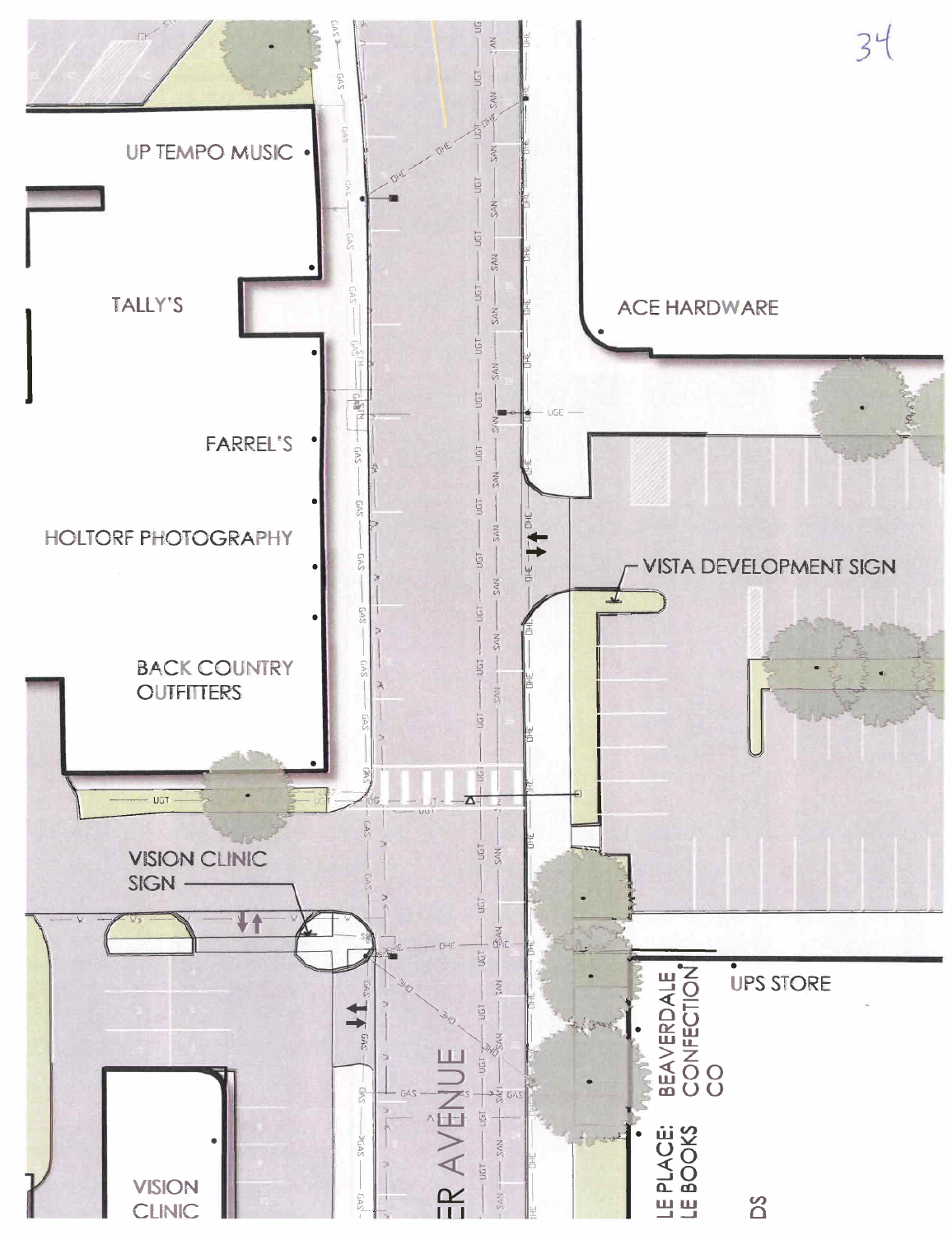34

UP TEMPO MUSIC

TALLY'S

FARREL'S

HOLTORF PHOTOGRAPHY

BACK COUNTRY OUTFITTERS

ACE HARDWARE

VISTA DEVELOPMENT SIGN

VISION CLINIC SIGN

VISION CLINIC

UPS STORE

BEAVERDALE CONFECTION CO

LE PLACE: LE BOOKS

DS

ER AVENUE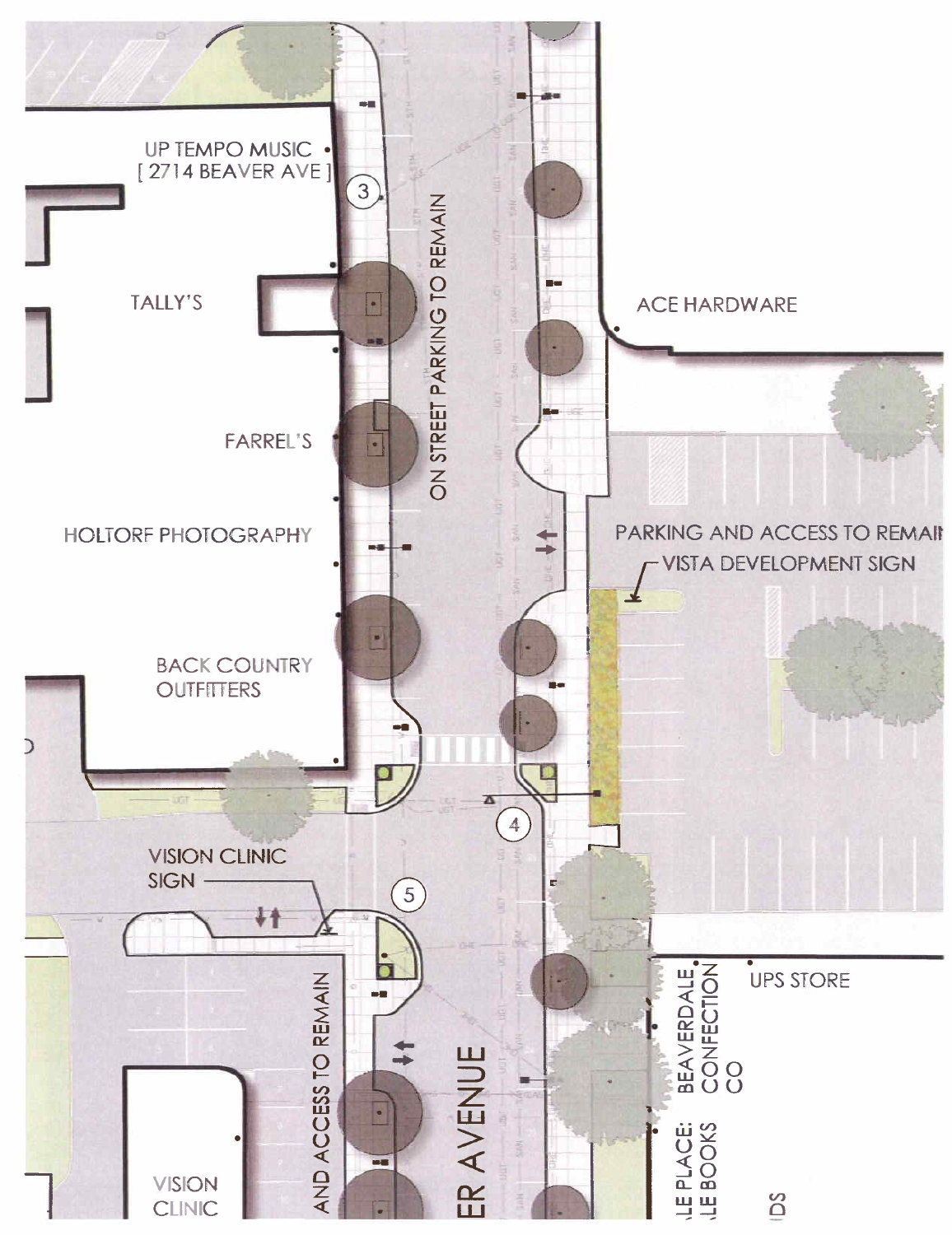UP TEMPO MUSIC
[ 2714 BEAVER AVE ]

3

TALLY'S

FARREL'S

HOLTORF PHOTOGRAPHY

BACK COUNTRY OUTFITTERS

ON STREET PARKING TO REMAIN

ACE HARDWARE

PARKING AND ACCESS TO REMAIN

VISTA DEVELOPMENT SIGN

4

VISION CLINIC SIGN

5

AND ACCESS TO REMAIN

ER AVENUE

VISION CLINIC

BEAVERDALE CONFECTION CO

UPS STORE

LE PLACE: LE BOOKS

DS